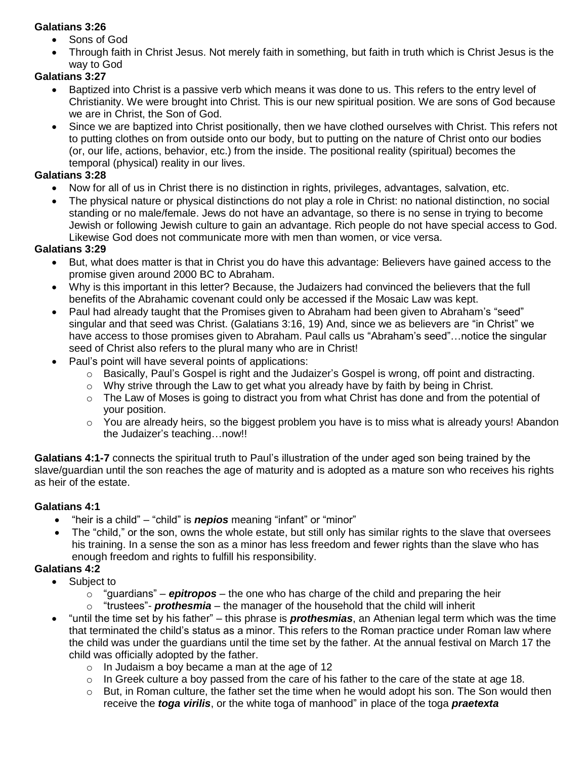**Galatians 3:26**

- Sons of God
- Through faith in Christ Jesus. Not merely faith in something, but faith in truth which is Christ Jesus is the way to God

**Galatians 3:27**

- Baptized into Christ is a passive verb which means it was done to us. This refers to the entry level of Christianity. We were brought into Christ. This is our new spiritual position. We are sons of God because we are in Christ, the Son of God.
- Since we are baptized into Christ positionally, then we have clothed ourselves with Christ. This refers not to putting clothes on from outside onto our body, but to putting on the nature of Christ onto our bodies (or, our life, actions, behavior, etc.) from the inside. The positional reality (spiritual) becomes the temporal (physical) reality in our lives.

**Galatians 3:28**

- Now for all of us in Christ there is no distinction in rights, privileges, advantages, salvation, etc.
- The physical nature or physical distinctions do not play a role in Christ: no national distinction, no social standing or no male/female. Jews do not have an advantage, so there is no sense in trying to become Jewish or following Jewish culture to gain an advantage. Rich people do not have special access to God. Likewise God does not communicate more with men than women, or vice versa.

**Galatians 3:29**

- But, what does matter is that in Christ you do have this advantage: Believers have gained access to the promise given around 2000 BC to Abraham.
- Why is this important in this letter? Because, the Judaizers had convinced the believers that the full benefits of the Abrahamic covenant could only be accessed if the Mosaic Law was kept.
- Paul had already taught that the Promises given to Abraham had been given to Abraham's "seed" singular and that seed was Christ. (Galatians 3:16, 19) And, since we as believers are "in Christ" we have access to those promises given to Abraham. Paul calls us "Abraham's seed"…notice the singular seed of Christ also refers to the plural many who are in Christ!
- Paul's point will have several points of applications:
  - Basically, Paul's Gospel is right and the Judaizer's Gospel is wrong, off point and distracting.
  - Why strive through the Law to get what you already have by faith by being in Christ.
  - The Law of Moses is going to distract you from what Christ has done and from the potential of your position.
  - You are already heirs, so the biggest problem you have is to miss what is already yours! Abandon the Judaizer's teaching…now!!

**Galatians 4:1-7** connects the spiritual truth to Paul's illustration of the under aged son being trained by the slave/guardian until the son reaches the age of maturity and is adopted as a mature son who receives his rights as heir of the estate.

**Galatians 4:1**

- "heir is a child" – "child" is ***nepios*** meaning "infant" or "minor"
- The "child," or the son, owns the whole estate, but still only has similar rights to the slave that oversees his training. In a sense the son as a minor has less freedom and fewer rights than the slave who has enough freedom and rights to fulfill his responsibility.

**Galatians 4:2**

- Subject to
  - "guardians" – ***epitropos*** – the one who has charge of the child and preparing the heir
  - "trustees"- ***prothesmia*** – the manager of the household that the child will inherit
- "until the time set by his father" – this phrase is ***prothesmias***, an Athenian legal term which was the time that terminated the child's status as a minor. This refers to the Roman practice under Roman law where the child was under the guardians until the time set by the father. At the annual festival on March 17 the child was officially adopted by the father.
  - In Judaism a boy became a man at the age of 12
  - In Greek culture a boy passed from the care of his father to the care of the state at age 18.
  - But, in Roman culture, the father set the time when he would adopt his son. The Son would then receive the ***toga virilis***, or the white toga of manhood" in place of the toga ***praetexta***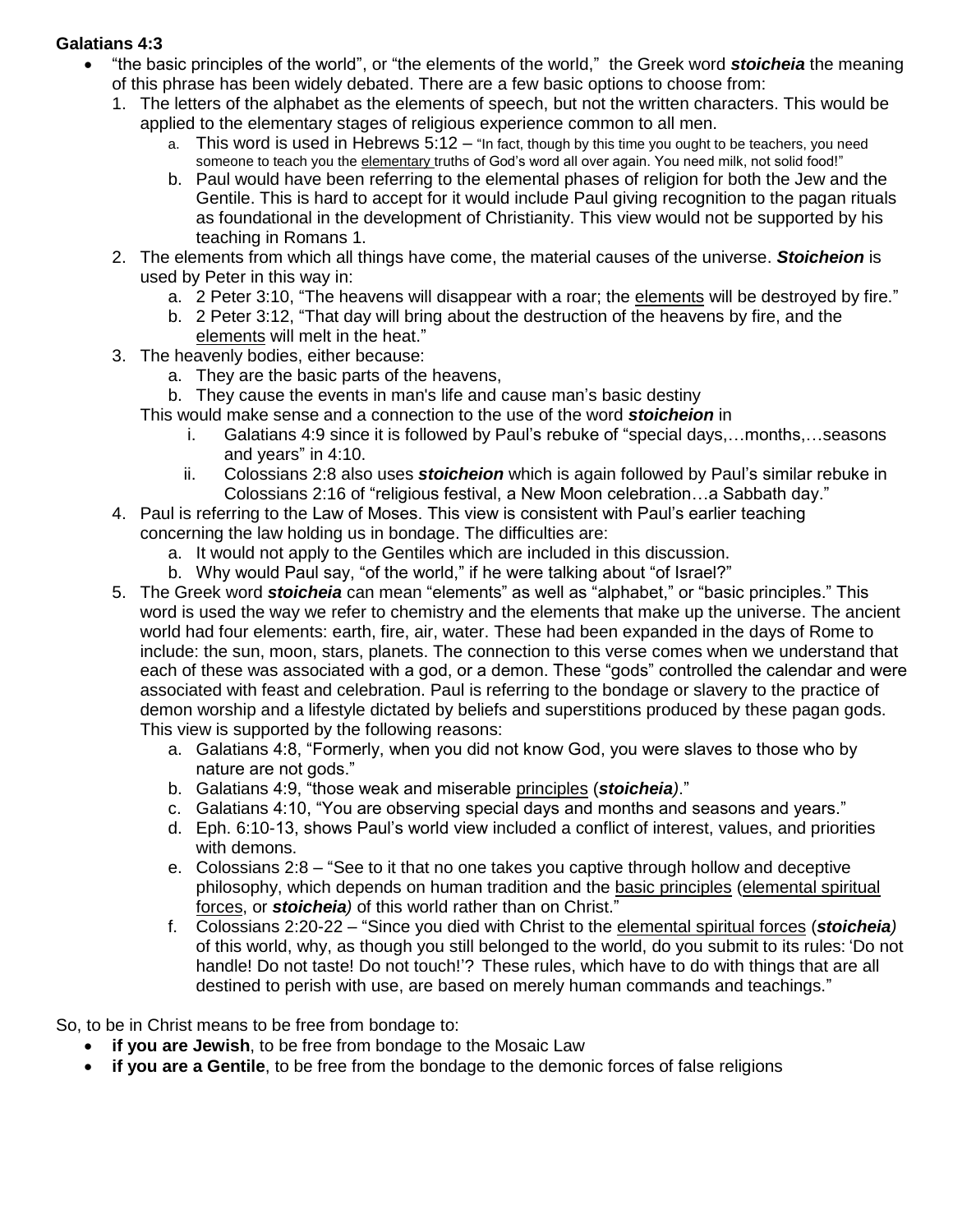**Galatians 4:3**

- "the basic principles of the world", or "the elements of the world," the Greek word ***stoicheia*** the meaning of this phrase has been widely debated. There are a few basic options to choose from:
  1. The letters of the alphabet as the elements of speech, but not the written characters. This would be applied to the elementary stages of religious experience common to all men.
     a. This word is used in Hebrews 5:12 – "In fact, though by this time you ought to be teachers, you need someone to teach you the elementary truths of God's word all over again. You need milk, not solid food!"
     b. Paul would have been referring to the elemental phases of religion for both the Jew and the Gentile. This is hard to accept for it would include Paul giving recognition to the pagan rituals as foundational in the development of Christianity. This view would not be supported by his teaching in Romans 1.
  2. The elements from which all things have come, the material causes of the universe. ***Stoicheion*** is used by Peter in this way in:
     a. 2 Peter 3:10, "The heavens will disappear with a roar; the elements will be destroyed by fire."
     b. 2 Peter 3:12, "That day will bring about the destruction of the heavens by fire, and the elements will melt in the heat."
  3. The heavenly bodies, either because:
     a. They are the basic parts of the heavens,
     b. They cause the events in man's life and cause man's basic destiny

     This would make sense and a connection to the use of the word ***stoicheion*** in
       i. Galatians 4:9 since it is followed by Paul's rebuke of "special days,…months,…seasons and years" in 4:10.
       ii. Colossians 2:8 also uses ***stoicheion*** which is again followed by Paul's similar rebuke in Colossians 2:16 of "religious festival, a New Moon celebration…a Sabbath day."
  4. Paul is referring to the Law of Moses. This view is consistent with Paul's earlier teaching concerning the law holding us in bondage. The difficulties are:
     a. It would not apply to the Gentiles which are included in this discussion.
     b. Why would Paul say, "of the world," if he were talking about "of Israel?"
  5. The Greek word ***stoicheia*** can mean "elements" as well as "alphabet," or "basic principles." This word is used the way we refer to chemistry and the elements that make up the universe. The ancient world had four elements: earth, fire, air, water. These had been expanded in the days of Rome to include: the sun, moon, stars, planets. The connection to this verse comes when we understand that each of these was associated with a god, or a demon. These "gods" controlled the calendar and were associated with feast and celebration. Paul is referring to the bondage or slavery to the practice of demon worship and a lifestyle dictated by beliefs and superstitions produced by these pagan gods. This view is supported by the following reasons:
     a. Galatians 4:8, "Formerly, when you did not know God, you were slaves to those who by nature are not gods."
     b. Galatians 4:9, "those weak and miserable principles (***stoicheia***)."
     c. Galatians 4:10, "You are observing special days and months and seasons and years."
     d. Eph. 6:10-13, shows Paul's world view included a conflict of interest, values, and priorities with demons.
     e. Colossians 2:8 – "See to it that no one takes you captive through hollow and deceptive philosophy, which depends on human tradition and the basic principles (elemental spiritual forces, or ***stoicheia***) of this world rather than on Christ."
     f. Colossians 2:20-22 – "Since you died with Christ to the elemental spiritual forces (***stoicheia***) of this world, why, as though you still belonged to the world, do you submit to its rules: 'Do not handle! Do not taste! Do not touch!'? These rules, which have to do with things that are all destined to perish with use, are based on merely human commands and teachings."

So, to be in Christ means to be free from bondage to:

- **if you are Jewish**, to be free from bondage to the Mosaic Law
- **if you are a Gentile**, to be free from the bondage to the demonic forces of false religions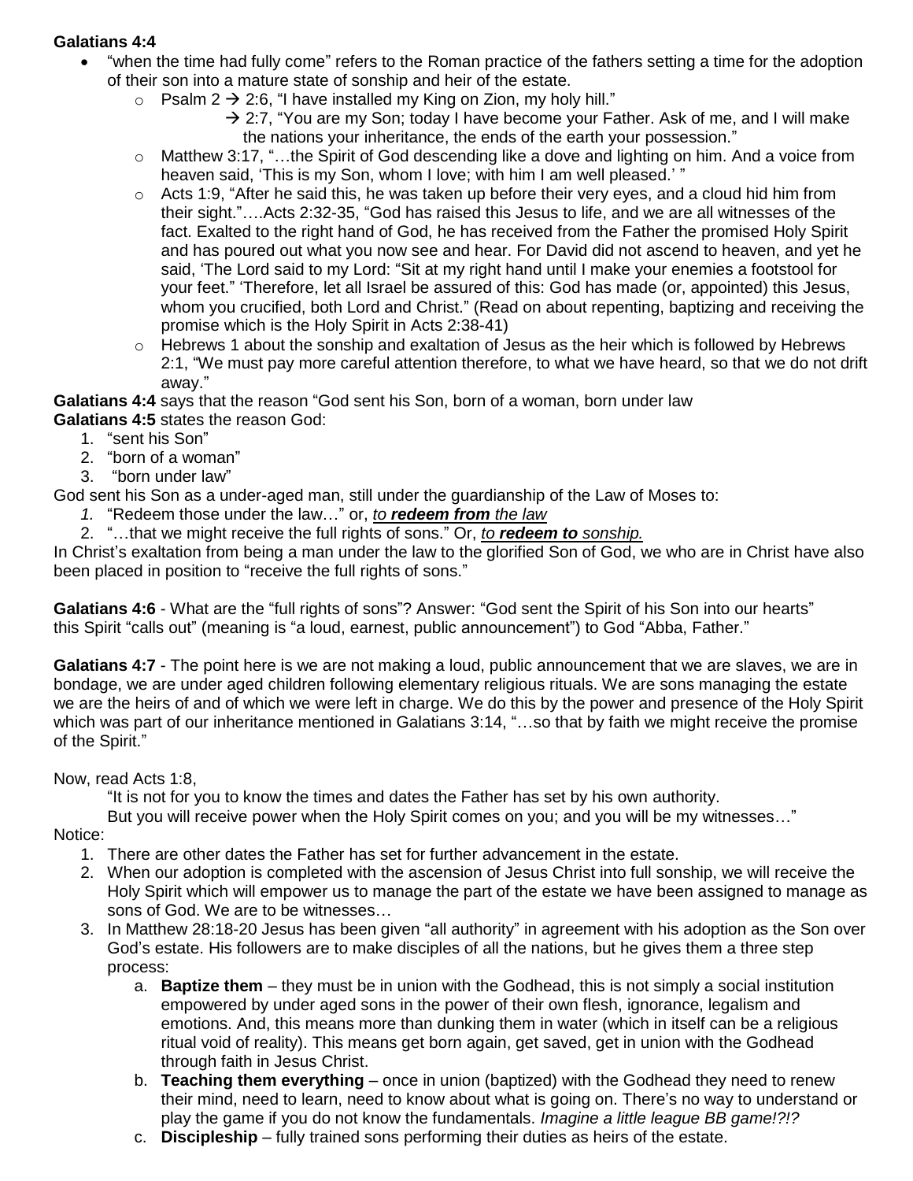**Galatians 4:4**

- "when the time had fully come" refers to the Roman practice of the fathers setting a time for the adoption of their son into a mature state of sonship and heir of the estate.
  - Psalm 2 → 2:6, "I have installed my King on Zion, my holy hill."
    - → 2:7, "You are my Son; today I have become your Father. Ask of me, and I will make the nations your inheritance, the ends of the earth your possession."
  - Matthew 3:17, "…the Spirit of God descending like a dove and lighting on him. And a voice from heaven said, 'This is my Son, whom I love; with him I am well pleased.' "
  - Acts 1:9, "After he said this, he was taken up before their very eyes, and a cloud hid him from their sight."….Acts 2:32-35, "God has raised this Jesus to life, and we are all witnesses of the fact. Exalted to the right hand of God, he has received from the Father the promised Holy Spirit and has poured out what you now see and hear. For David did not ascend to heaven, and yet he said, 'The Lord said to my Lord: "Sit at my right hand until I make your enemies a footstool for your feet." 'Therefore, let all Israel be assured of this: God has made (or, appointed) this Jesus, whom you crucified, both Lord and Christ." (Read on about repenting, baptizing and receiving the promise which is the Holy Spirit in Acts 2:38-41)
  - Hebrews 1 about the sonship and exaltation of Jesus as the heir which is followed by Hebrews 2:1, "We must pay more careful attention therefore, to what we have heard, so that we do not drift away."

**Galatians 4:4** says that the reason "God sent his Son, born of a woman, born under law

**Galatians 4:5** states the reason God:

1. "sent his Son"
2. "born of a woman"
3. "born under law"

God sent his Son as a under-aged man, still under the guardianship of the Law of Moses to:

1. "Redeem those under the law…" or, *to* ***redeem from*** *the law*
2. "…that we might receive the full rights of sons." Or, *to* ***redeem to*** *sonship.*

In Christ's exaltation from being a man under the law to the glorified Son of God, we who are in Christ have also been placed in position to "receive the full rights of sons."

**Galatians 4:6** - What are the "full rights of sons"? Answer: "God sent the Spirit of his Son into our hearts" this Spirit "calls out" (meaning is "a loud, earnest, public announcement") to God "Abba, Father."

**Galatians 4:7** - The point here is we are not making a loud, public announcement that we are slaves, we are in bondage, we are under aged children following elementary religious rituals. We are sons managing the estate we are the heirs of and of which we were left in charge. We do this by the power and presence of the Holy Spirit which was part of our inheritance mentioned in Galatians 3:14, "…so that by faith we might receive the promise of the Spirit."

Now, read Acts 1:8,

"It is not for you to know the times and dates the Father has set by his own authority.
But you will receive power when the Holy Spirit comes on you; and you will be my witnesses…"

Notice:

1. There are other dates the Father has set for further advancement in the estate.
2. When our adoption is completed with the ascension of Jesus Christ into full sonship, we will receive the Holy Spirit which will empower us to manage the part of the estate we have been assigned to manage as sons of God. We are to be witnesses…
3. In Matthew 28:18-20 Jesus has been given "all authority" in agreement with his adoption as the Son over God's estate. His followers are to make disciples of all the nations, but he gives them a three step process:
   a. **Baptize them** – they must be in union with the Godhead, this is not simply a social institution empowered by under aged sons in the power of their own flesh, ignorance, legalism and emotions. And, this means more than dunking them in water (which in itself can be a religious ritual void of reality). This means get born again, get saved, get in union with the Godhead through faith in Jesus Christ.
   b. **Teaching them everything** – once in union (baptized) with the Godhead they need to renew their mind, need to learn, need to know about what is going on. There's no way to understand or play the game if you do not know the fundamentals. *Imagine a little league BB game!?!?*
   c. **Discipleship** – fully trained sons performing their duties as heirs of the estate.